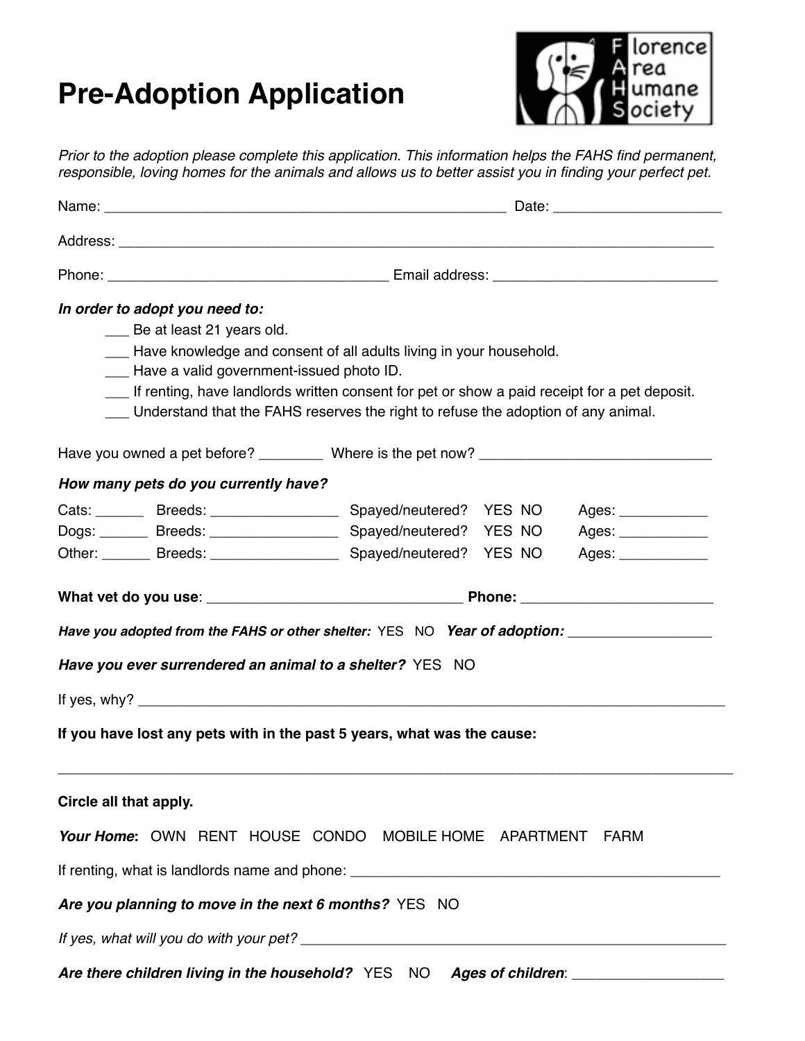# Pre-Adoption Application

Florence Area Humane Society

*Prior to the adoption please complete this application. This information helps the FAHS find permanent, responsible, loving homes for the animals and allows us to better assist you in finding your perfect pet.*

Name: ___________________________________________________ Date: _____________________

Address: ___________________________________________________________________________

Phone: ___________________________________ Email address: ____________________________

***In order to adopt you need to:***

- ___ Be at least 21 years old.
- ___ Have knowledge and consent of all adults living in your household.
- ___ Have a valid government-issued photo ID.
- ___ If renting, have landlords written consent for pet or show a paid receipt for a pet deposit.
- ___ Understand that the FAHS reserves the right to refuse the adoption of any animal.

Have you owned a pet before? ________ Where is the pet now? ____________________________

***How many pets do you currently have?***

Cats: ______ Breeds: ________________ Spayed/neutered? YES NO Ages: ___________

Dogs: ______ Breeds: ________________ Spayed/neutered? YES NO Ages: ___________

Other: ______ Breeds: ________________ Spayed/neutered? YES NO Ages: ___________

**What vet do you use**: ________________________________ **Phone:** ________________________

***Have you adopted from the FAHS or other shelter:*** YES NO ***Year of adoption:*** _________________

***Have you ever surrendered an animal to a shelter?*** YES NO

If yes, why? ___________________________________________________________________________

**If you have lost any pets with in the past 5 years, what was the cause:**

_______________________________________________________________________________________

**Circle all that apply.**

***Your Home*****:** OWN RENT HOUSE CONDO MOBILE HOME APARTMENT FARM

If renting, what is landlords name and phone: _______________________________________________

***Are you planning to move in the next 6 months?*** YES NO

*If yes, what will you do with your pet?* _______________________________________________________

***Are there children living in the household?*** YES NO ***Ages of children***: __________________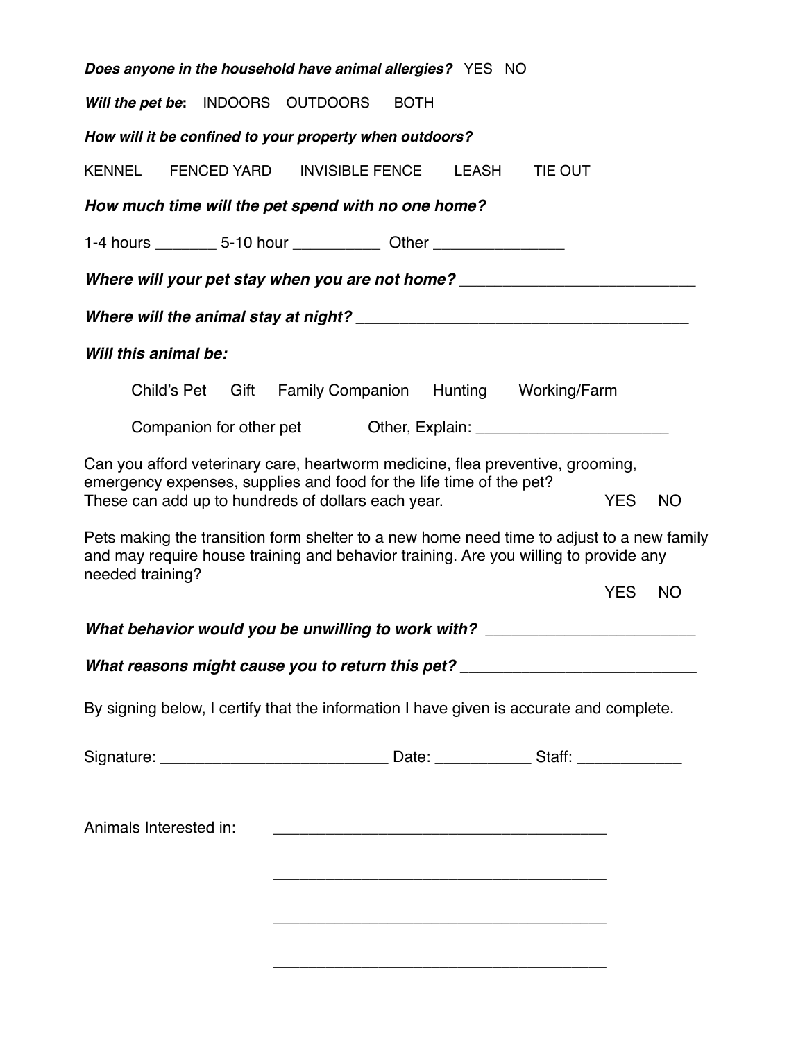***Does anyone in the household have animal allergies?*** YES NO

***Will the pet be*:** INDOORS OUTDOORS BOTH

***How will it be confined to your property when outdoors?***

KENNEL FENCED YARD INVISIBLE FENCE LEASH TIE OUT

***How much time will the pet spend with no one home?***

1-4 hours _______ 5-10 hour __________ Other _______________

***Where will your pet stay when you are not home?*** ___________________________

***Where will the animal stay at night?*** ______________________________________

***Will this animal be:***

Child's Pet Gift Family Companion Hunting Working/Farm

Companion for other pet Other, Explain: ______________________

Can you afford veterinary care, heartworm medicine, flea preventive, grooming, emergency expenses, supplies and food for the life time of the pet? These can add up to hundreds of dollars each year. YES NO

Pets making the transition form shelter to a new home need time to adjust to a new family and may require house training and behavior training. Are you willing to provide any needed training? YES NO

***What behavior would you be unwilling to work with?*** ________________________

***What reasons might cause you to return this pet?*** ___________________________

By signing below, I certify that the information I have given is accurate and complete.

Signature: __________________________ Date: ___________ Staff: ____________

Animals Interested in: _______________________________________

_______________________________________

_______________________________________

_______________________________________